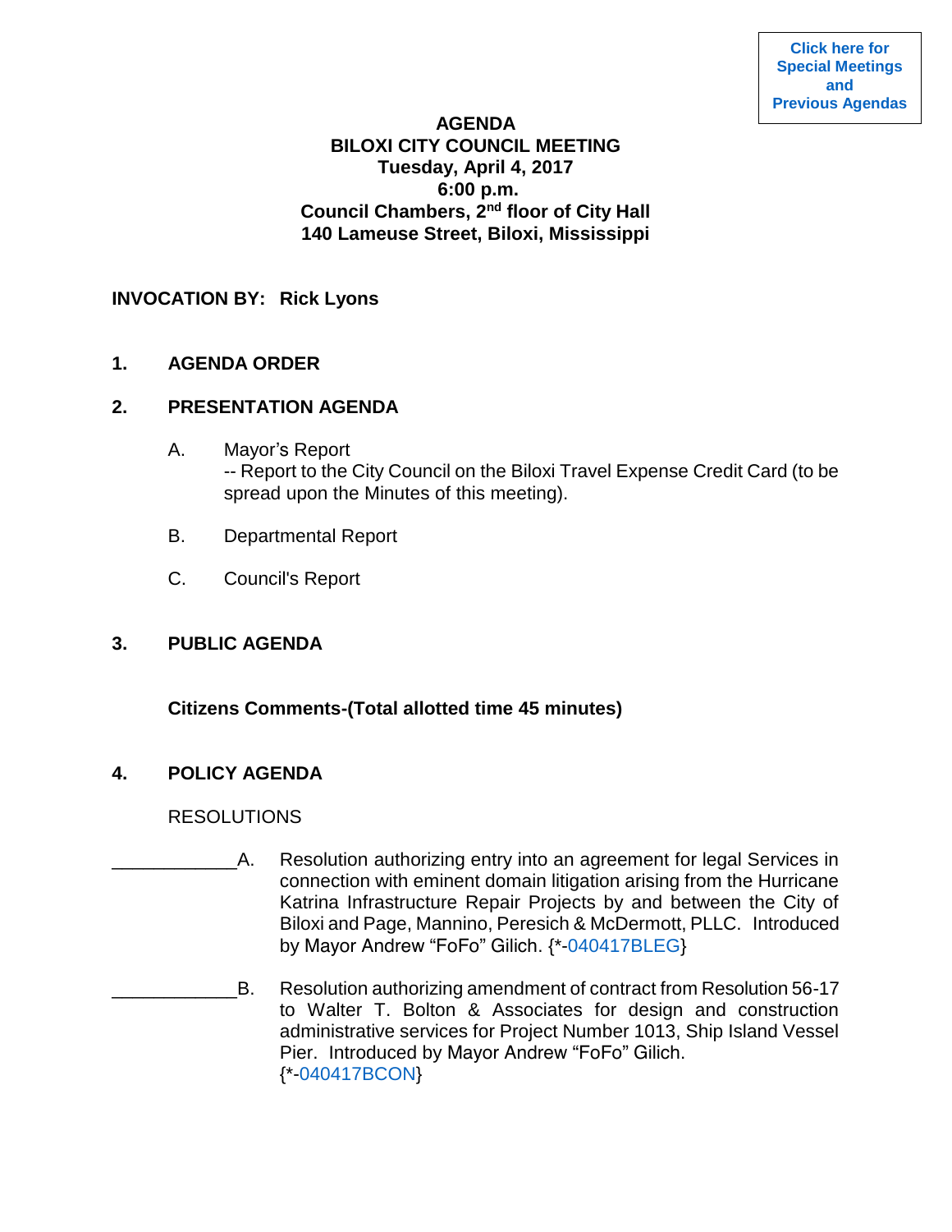Click here for Special Meetings and Previous Agendas

# AGENDA
## BILOXI CITY COUNCIL MEETING
**Tuesday, April 4, 2017**
**6:00 p.m.**
**Council Chambers, 2nd floor of City Hall**
**140 Lameuse Street, Biloxi, Mississippi**

**INVOCATION BY: Rick Lyons**

**1. AGENDA ORDER**

**2. PRESENTATION AGENDA**

A. Mayor's Report
-- Report to the City Council on the Biloxi Travel Expense Credit Card (to be spread upon the Minutes of this meeting).

B. Departmental Report

C. Council's Report

**3. PUBLIC AGENDA**

**Citizens Comments-(Total allotted time 45 minutes)**

**4. POLICY AGENDA**

RESOLUTIONS

____________A. Resolution authorizing entry into an agreement for legal Services in connection with eminent domain litigation arising from the Hurricane Katrina Infrastructure Repair Projects by and between the City of Biloxi and Page, Mannino, Peresich & McDermott, PLLC. Introduced by Mayor Andrew "FoFo" Gilich. {*-040417BLEG}

____________B. Resolution authorizing amendment of contract from Resolution 56-17 to Walter T. Bolton & Associates for design and construction administrative services for Project Number 1013, Ship Island Vessel Pier. Introduced by Mayor Andrew "FoFo" Gilich. {*-040417BCON}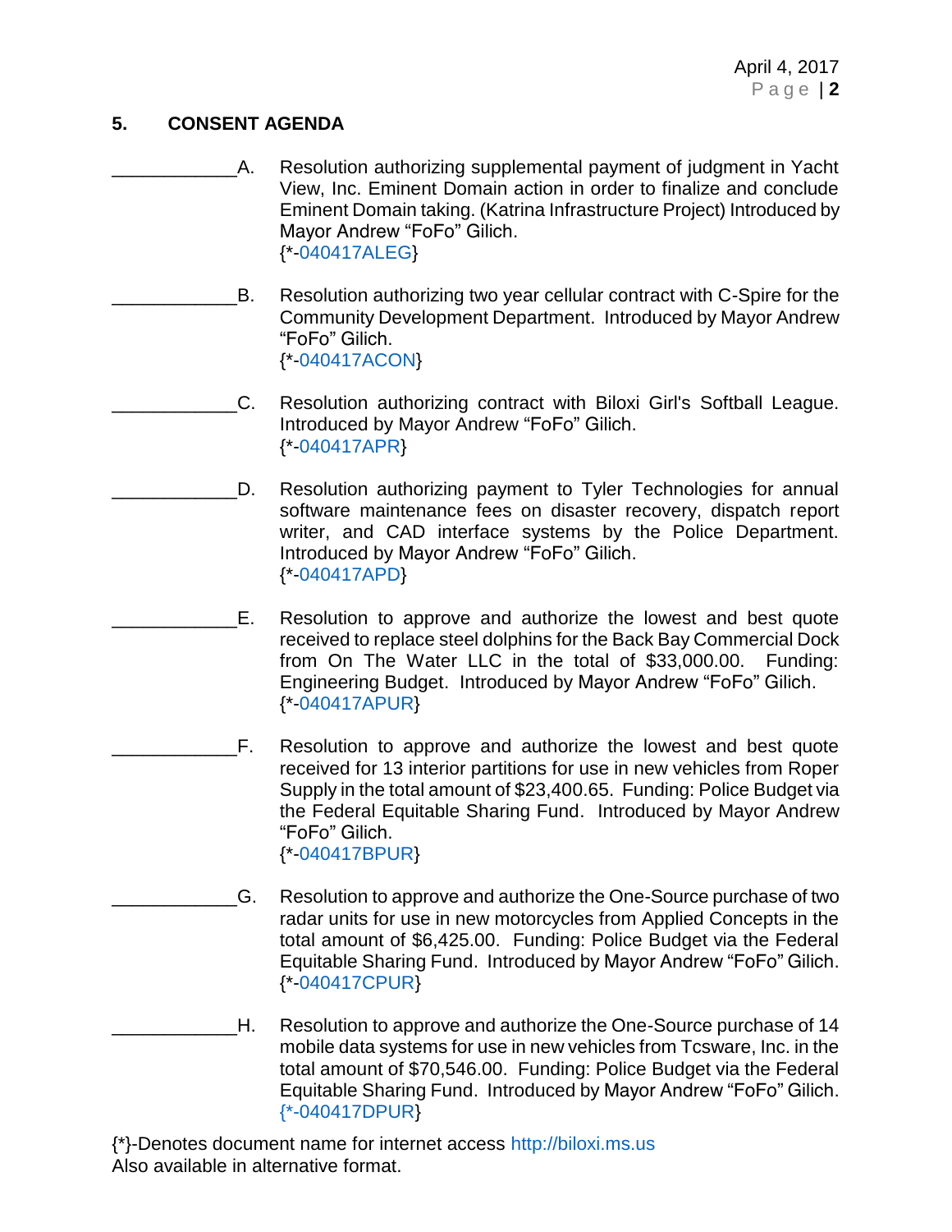## 5. CONSENT AGENDA

____________A. Resolution authorizing supplemental payment of judgment in Yacht View, Inc. Eminent Domain action in order to finalize and conclude Eminent Domain taking. (Katrina Infrastructure Project) Introduced by Mayor Andrew "FoFo" Gilich.
{*-040417ALEG}

____________B. Resolution authorizing two year cellular contract with C-Spire for the Community Development Department. Introduced by Mayor Andrew "FoFo" Gilich.
{*-040417ACON}

____________C. Resolution authorizing contract with Biloxi Girl's Softball League. Introduced by Mayor Andrew "FoFo" Gilich.
{*-040417APR}

____________D. Resolution authorizing payment to Tyler Technologies for annual software maintenance fees on disaster recovery, dispatch report writer, and CAD interface systems by the Police Department. Introduced by Mayor Andrew "FoFo" Gilich.
{*-040417APD}

____________E. Resolution to approve and authorize the lowest and best quote received to replace steel dolphins for the Back Bay Commercial Dock from On The Water LLC in the total of $33,000.00. Funding: Engineering Budget. Introduced by Mayor Andrew "FoFo" Gilich.
{*-040417APUR}

____________F. Resolution to approve and authorize the lowest and best quote received for 13 interior partitions for use in new vehicles from Roper Supply in the total amount of $23,400.65. Funding: Police Budget via the Federal Equitable Sharing Fund. Introduced by Mayor Andrew "FoFo" Gilich.
{*-040417BPUR}

____________G. Resolution to approve and authorize the One-Source purchase of two radar units for use in new motorcycles from Applied Concepts in the total amount of $6,425.00. Funding: Police Budget via the Federal Equitable Sharing Fund. Introduced by Mayor Andrew "FoFo" Gilich.
{*-040417CPUR}

____________H. Resolution to approve and authorize the One-Source purchase of 14 mobile data systems for use in new vehicles from Tcsware, Inc. in the total amount of $70,546.00. Funding: Police Budget via the Federal Equitable Sharing Fund. Introduced by Mayor Andrew "FoFo" Gilich.
{*-040417DPUR}

{*}-Denotes document name for internet access http://biloxi.ms.us
Also available in alternative format.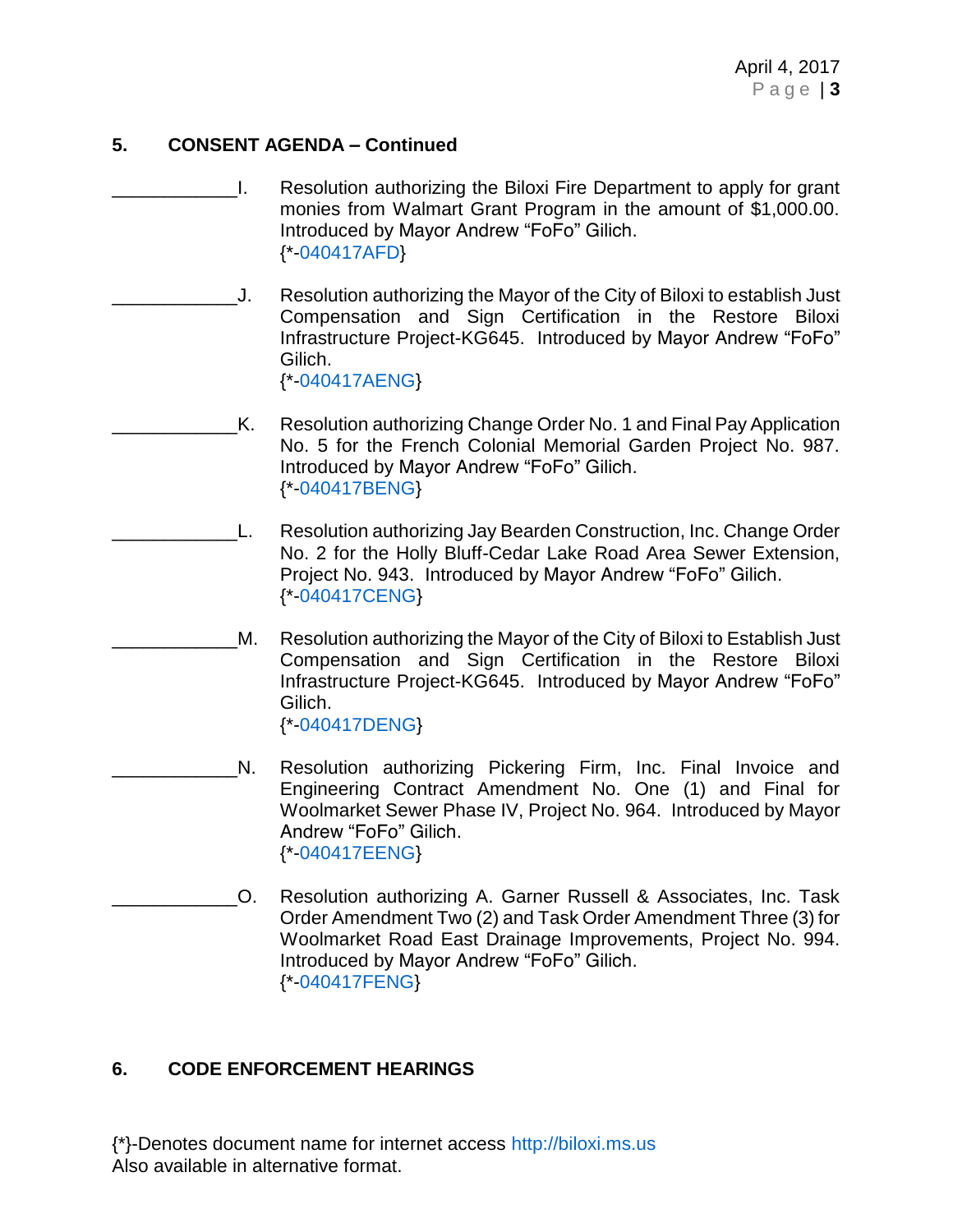## 5. CONSENT AGENDA – Continued

____________I. Resolution authorizing the Biloxi Fire Department to apply for grant monies from Walmart Grant Program in the amount of $1,000.00. Introduced by Mayor Andrew "FoFo" Gilich.
{*-040417AFD}

____________J. Resolution authorizing the Mayor of the City of Biloxi to establish Just Compensation and Sign Certification in the Restore Biloxi Infrastructure Project-KG645. Introduced by Mayor Andrew "FoFo" Gilich.
{*-040417AENG}

____________K. Resolution authorizing Change Order No. 1 and Final Pay Application No. 5 for the French Colonial Memorial Garden Project No. 987. Introduced by Mayor Andrew "FoFo" Gilich.
{*-040417BENG}

____________L. Resolution authorizing Jay Bearden Construction, Inc. Change Order No. 2 for the Holly Bluff-Cedar Lake Road Area Sewer Extension, Project No. 943. Introduced by Mayor Andrew "FoFo" Gilich.
{*-040417CENG}

____________M. Resolution authorizing the Mayor of the City of Biloxi to Establish Just Compensation and Sign Certification in the Restore Biloxi Infrastructure Project-KG645. Introduced by Mayor Andrew "FoFo" Gilich.
{*-040417DENG}

____________N. Resolution authorizing Pickering Firm, Inc. Final Invoice and Engineering Contract Amendment No. One (1) and Final for Woolmarket Sewer Phase IV, Project No. 964. Introduced by Mayor Andrew "FoFo" Gilich.
{*-040417EENG}

____________O. Resolution authorizing A. Garner Russell & Associates, Inc. Task Order Amendment Two (2) and Task Order Amendment Three (3) for Woolmarket Road East Drainage Improvements, Project No. 994. Introduced by Mayor Andrew "FoFo" Gilich.
{*-040417FENG}

## 6. CODE ENFORCEMENT HEARINGS

{*}-Denotes document name for internet access http://biloxi.ms.us
Also available in alternative format.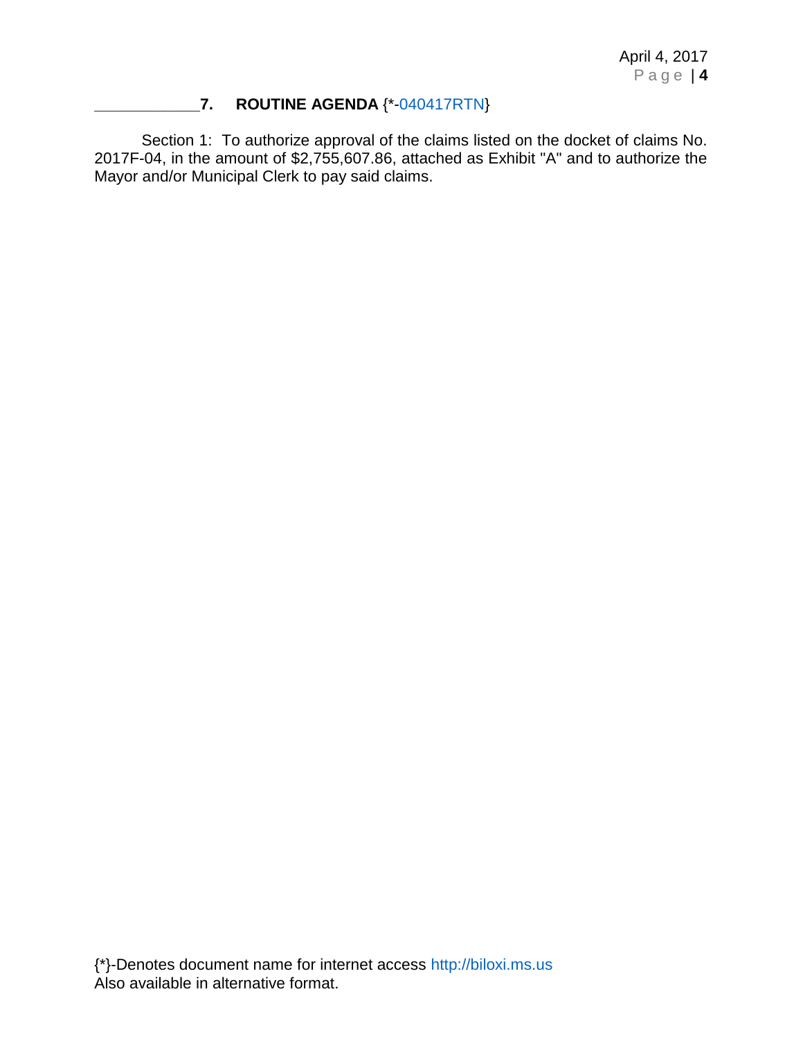____________**7. ROUTINE AGENDA** {*-040417RTN}

Section 1: To authorize approval of the claims listed on the docket of claims No. 2017F-04, in the amount of $2,755,607.86, attached as Exhibit "A" and to authorize the Mayor and/or Municipal Clerk to pay said claims.

{*}-Denotes document name for internet access http://biloxi.ms.us
Also available in alternative format.